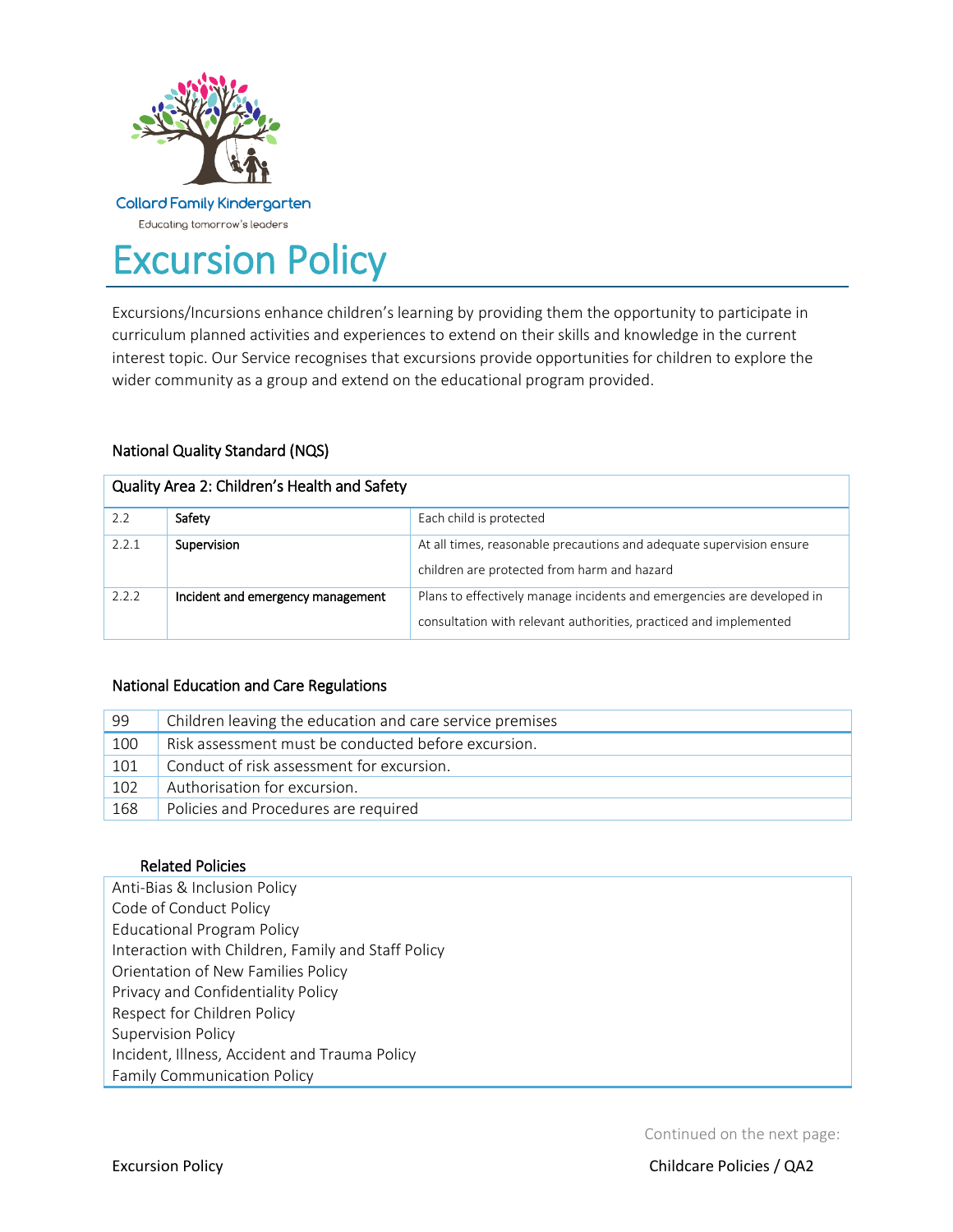Collard Family Kindergarten

Educating tomorrow's leaders

# Excursion Policy

Excursions/Incursions enhance children's learning by providing them the opportunity to participate in curriculum planned activities and experiences to extend on their skills and knowledge in the current interest topic. Our Service recognises that excursions provide opportunities for children to explore the wider community as a group and extend on the educational program provided.

## National Quality Standard (NQS)

| Quality Area 2: Children's Health and Safety | | |
|---|---|---|
| 2.2 | **Safety** | Each child is protected |
| 2.2.1 | **Supervision** | At all times, reasonable precautions and adequate supervision ensure children are protected from harm and hazard |
| 2.2.2 | **Incident and emergency management** | Plans to effectively manage incidents and emergencies are developed in consultation with relevant authorities, practiced and implemented |

## National Education and Care Regulations

| | |
|---|---|
| 99 | Children leaving the education and care service premises |
| 100 | Risk assessment must be conducted before excursion. |
| 101 | Conduct of risk assessment for excursion. |
| 102 | Authorisation for excursion. |
| 168 | Policies and Procedures are required |

## Related Policies

Anti-Bias & Inclusion Policy
Code of Conduct Policy
Educational Program Policy
Interaction with Children, Family and Staff Policy
Orientation of New Families Policy
Privacy and Confidentiality Policy
Respect for Children Policy
Supervision Policy
Incident, Illness, Accident and Trauma Policy
Family Communication Policy

Continued on the next page: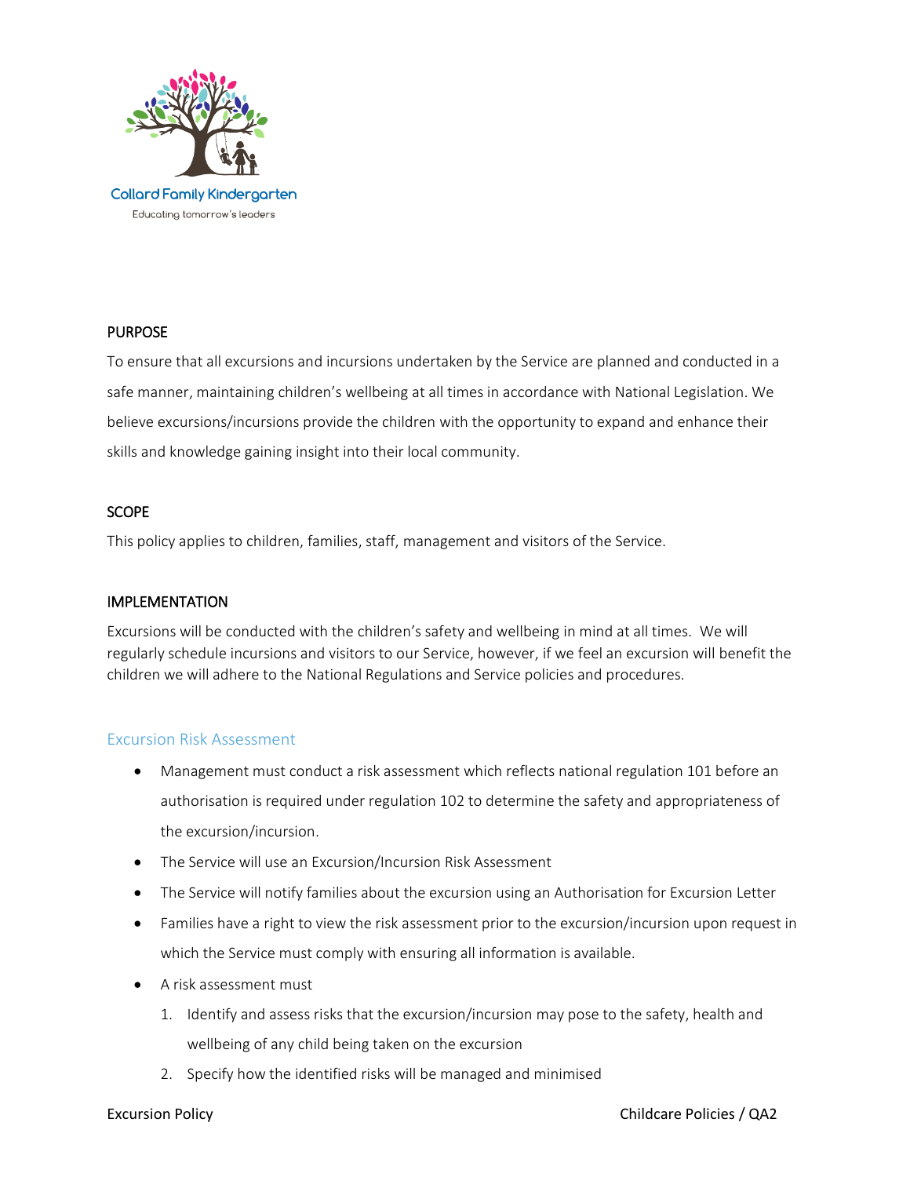## PURPOSE

To ensure that all excursions and incursions undertaken by the Service are planned and conducted in a safe manner, maintaining children's wellbeing at all times in accordance with National Legislation. We believe excursions/incursions provide the children with the opportunity to expand and enhance their skills and knowledge gaining insight into their local community.

## SCOPE

This policy applies to children, families, staff, management and visitors of the Service.

## IMPLEMENTATION

Excursions will be conducted with the children's safety and wellbeing in mind at all times. We will regularly schedule incursions and visitors to our Service, however, if we feel an excursion will benefit the children we will adhere to the National Regulations and Service policies and procedures.

### Excursion Risk Assessment

- Management must conduct a risk assessment which reflects national regulation 101 before an authorisation is required under regulation 102 to determine the safety and appropriateness of the excursion/incursion.
- The Service will use an Excursion/Incursion Risk Assessment
- The Service will notify families about the excursion using an Authorisation for Excursion Letter
- Families have a right to view the risk assessment prior to the excursion/incursion upon request in which the Service must comply with ensuring all information is available.
- A risk assessment must
  1. Identify and assess risks that the excursion/incursion may pose to the safety, health and wellbeing of any child being taken on the excursion
  2. Specify how the identified risks will be managed and minimised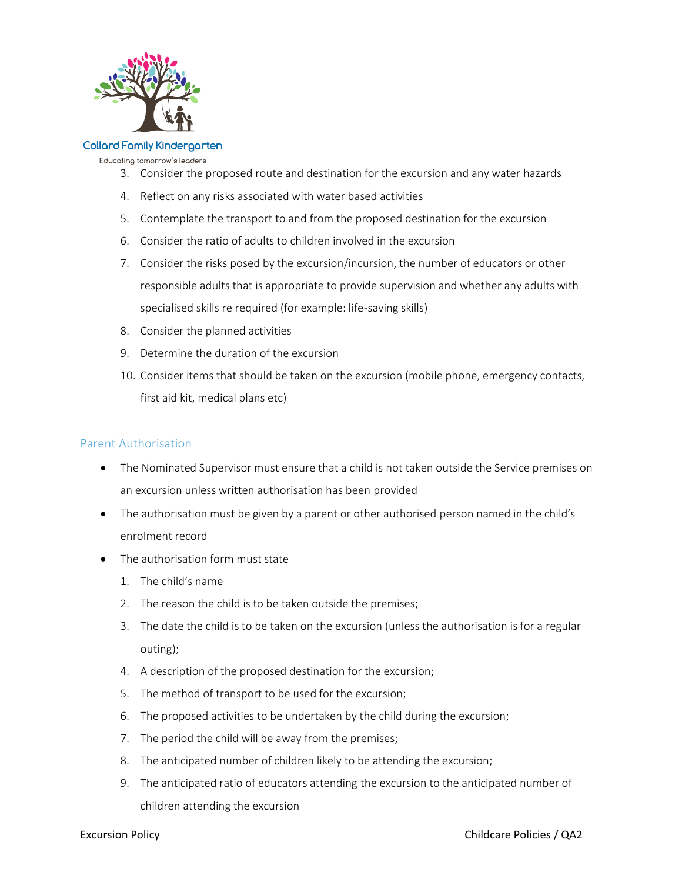3. Consider the proposed route and destination for the excursion and any water hazards
4. Reflect on any risks associated with water based activities
5. Contemplate the transport to and from the proposed destination for the excursion
6. Consider the ratio of adults to children involved in the excursion
7. Consider the risks posed by the excursion/incursion, the number of educators or other responsible adults that is appropriate to provide supervision and whether any adults with specialised skills re required (for example: life-saving skills)
8. Consider the planned activities
9. Determine the duration of the excursion
10. Consider items that should be taken on the excursion (mobile phone, emergency contacts, first aid kit, medical plans etc)

## Parent Authorisation

- The Nominated Supervisor must ensure that a child is not taken outside the Service premises on an excursion unless written authorisation has been provided
- The authorisation must be given by a parent or other authorised person named in the child's enrolment record
- The authorisation form must state
    1. The child's name
    2. The reason the child is to be taken outside the premises;
    3. The date the child is to be taken on the excursion (unless the authorisation is for a regular outing);
    4. A description of the proposed destination for the excursion;
    5. The method of transport to be used for the excursion;
    6. The proposed activities to be undertaken by the child during the excursion;
    7. The period the child will be away from the premises;
    8. The anticipated number of children likely to be attending the excursion;
    9. The anticipated ratio of educators attending the excursion to the anticipated number of children attending the excursion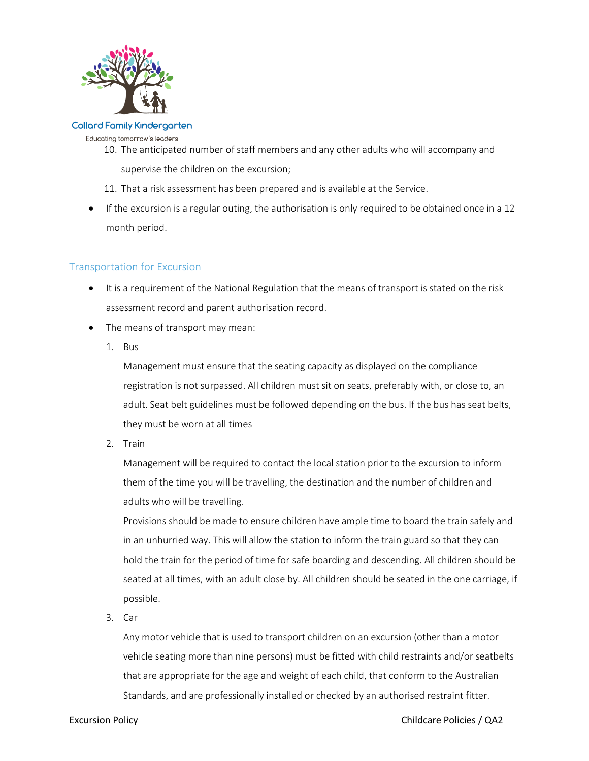10. The anticipated number of staff members and any other adults who will accompany and supervise the children on the excursion;
11. That a risk assessment has been prepared and is available at the Service.

- If the excursion is a regular outing, the authorisation is only required to be obtained once in a 12 month period.

## Transportation for Excursion

- It is a requirement of the National Regulation that the means of transport is stated on the risk assessment record and parent authorisation record.
- The means of transport may mean:
  1. Bus

     Management must ensure that the seating capacity as displayed on the compliance registration is not surpassed. All children must sit on seats, preferably with, or close to, an adult. Seat belt guidelines must be followed depending on the bus. If the bus has seat belts, they must be worn at all times
  2. Train

     Management will be required to contact the local station prior to the excursion to inform them of the time you will be travelling, the destination and the number of children and adults who will be travelling.

     Provisions should be made to ensure children have ample time to board the train safely and in an unhurried way. This will allow the station to inform the train guard so that they can hold the train for the period of time for safe boarding and descending. All children should be seated at all times, with an adult close by. All children should be seated in the one carriage, if possible.
  3. Car

     Any motor vehicle that is used to transport children on an excursion (other than a motor vehicle seating more than nine persons) must be fitted with child restraints and/or seatbelts that are appropriate for the age and weight of each child, that conform to the Australian Standards, and are professionally installed or checked by an authorised restraint fitter.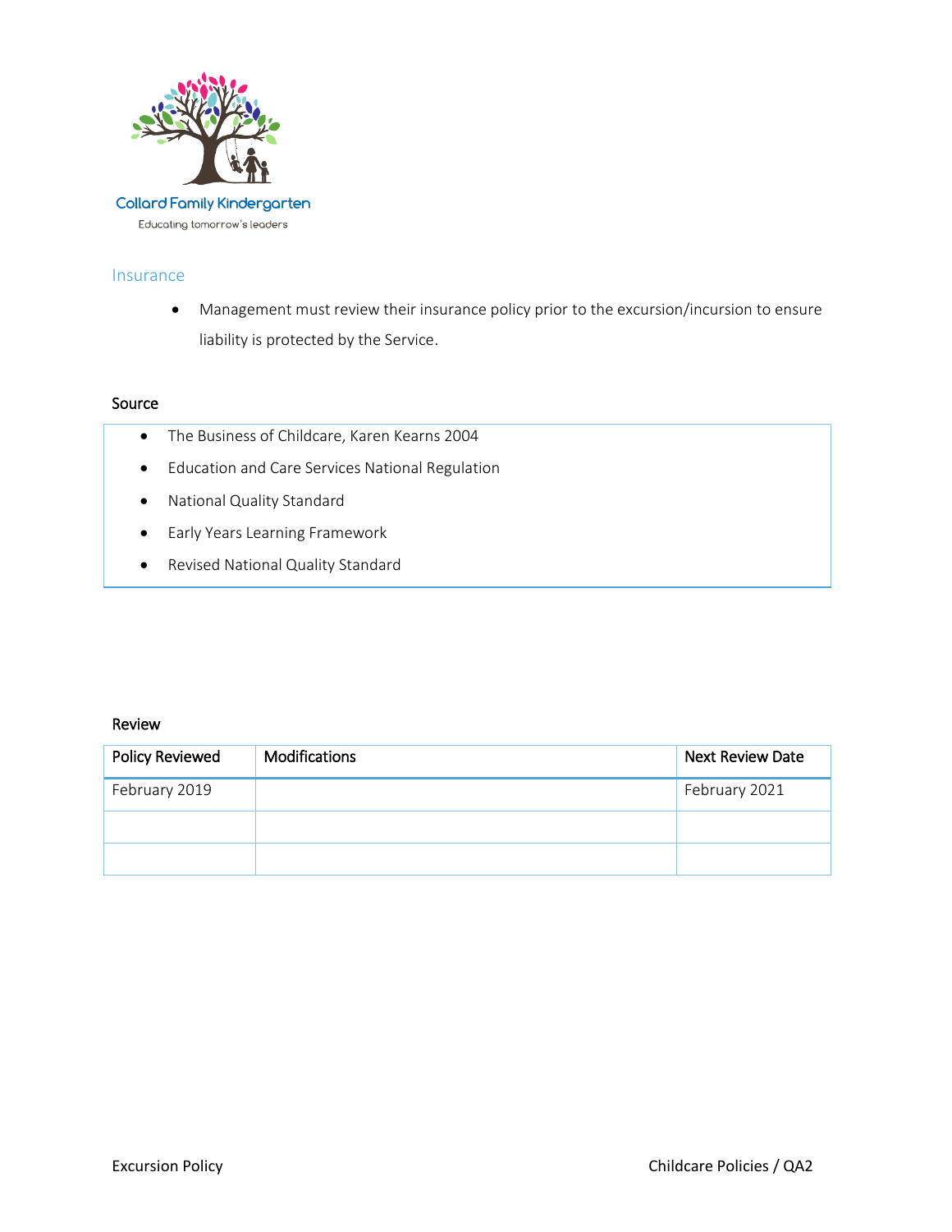Collard Family Kindergarten
Educating tomorrow's leaders

## Insurance

- Management must review their insurance policy prior to the excursion/incursion to ensure liability is protected by the Service.

## Source

- The Business of Childcare, Karen Kearns 2004
- Education and Care Services National Regulation
- National Quality Standard
- Early Years Learning Framework
- Revised National Quality Standard

## Review

| Policy Reviewed | Modifications | Next Review Date |
|---|---|---|
| February 2019 | | February 2021 |
| | | |
| | | |